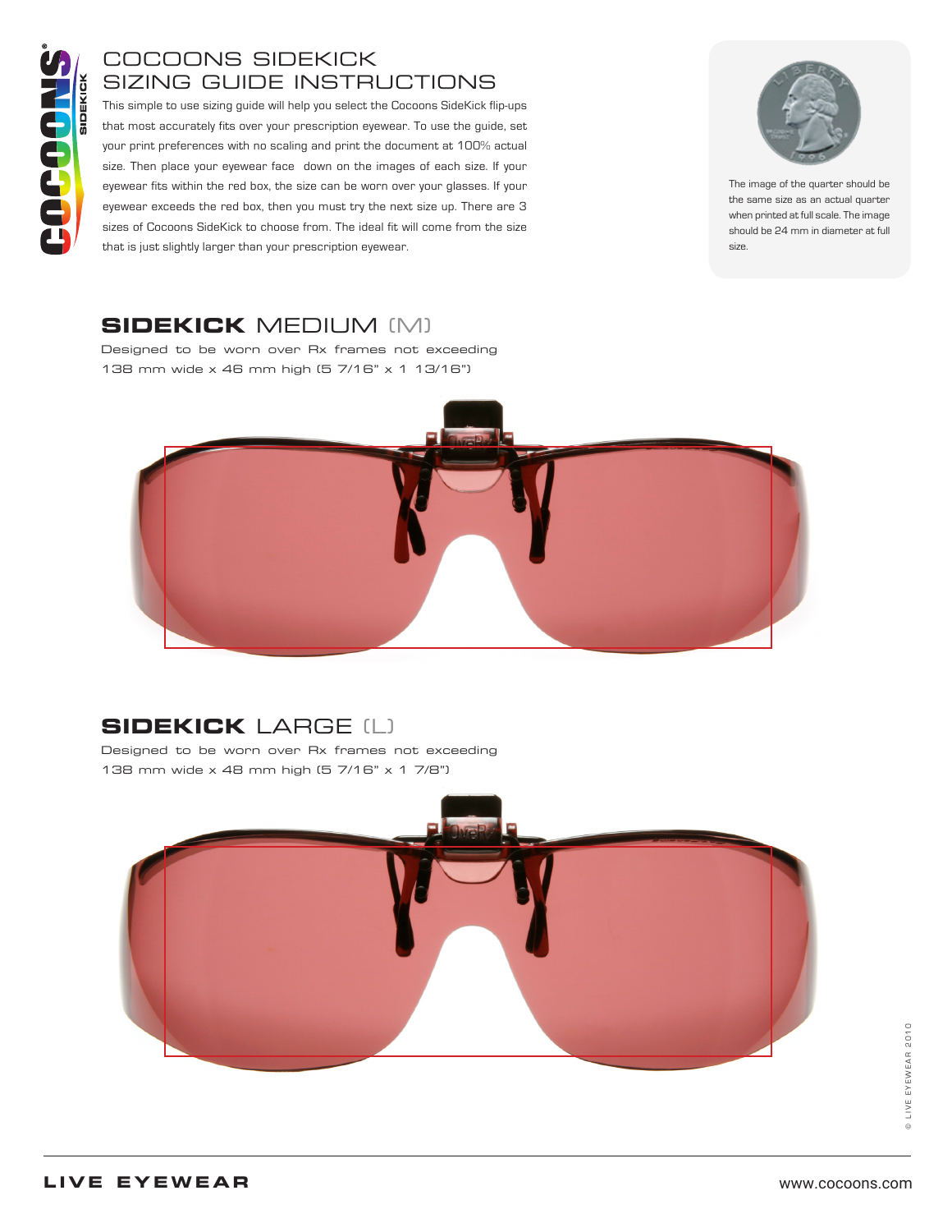# COCOONS SIDEKICK SIZING GUIDE INSTRUCTIONS

This simple to use sizing guide will help you select the Cocoons SideKick flip-ups that most accurately fits over your prescription eyewear. To use the guide, set your print preferences with no scaling and print the document at 100% actual size. Then place your eyewear face down on the images of each size. If your eyewear fits within the red box, the size can be worn over your glasses. If your eyewear exceeds the red box, then you must try the next size up. There are 3 sizes of Cocoons SideKick to choose from. The ideal fit will come from the size that is just slightly larger than your prescription eyewear.

The image of the quarter should be the same size as an actual quarter when printed at full scale. The image should be 24 mm in diameter at full size.

## **SIDEKICK** MEDIUM (M)

Designed to be worn over Rx frames not exceeding 138 mm wide x 46 mm high (5 7/16" x 1 13/16")

## **SIDEKICK** LARGE (L)

Designed to be worn over Rx frames not exceeding 138 mm wide x 48 mm high (5 7/16" x 1 7/8")

© LIVE EYEWEAR 2010

**LIVE EYEWEAR**

www.cocoons.com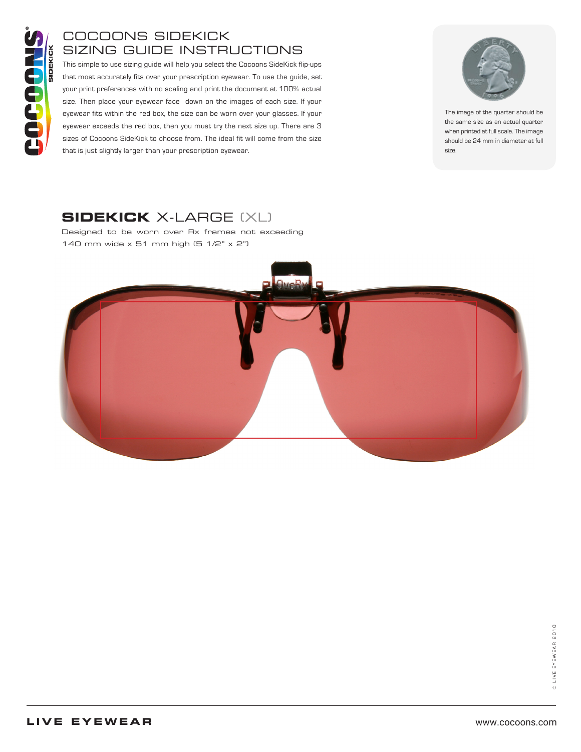# COCOONS SIDEKICK SIZING GUIDE INSTRUCTIONS

This simple to use sizing guide will help you select the Cocoons SideKick flip-ups that most accurately fits over your prescription eyewear. To use the guide, set your print preferences with no scaling and print the document at 100% actual size. Then place your eyewear face down on the images of each size. If your eyewear fits within the red box, the size can be worn over your glasses. If your eyewear exceeds the red box, then you must try the next size up. There are 3 sizes of Cocoons SideKick to choose from. The ideal fit will come from the size that is just slightly larger than your prescription eyewear.

The image of the quarter should be the same size as an actual quarter when printed at full scale. The image should be 24 mm in diameter at full size.

## SIDEKICK X-LARGE (XL)

Designed to be worn over Rx frames not exceeding 140 mm wide x 51 mm high (5 1/2" x 2")

© LIVE EYEWEAR 2010

LIVE EYEWEAR

www.cocoons.com